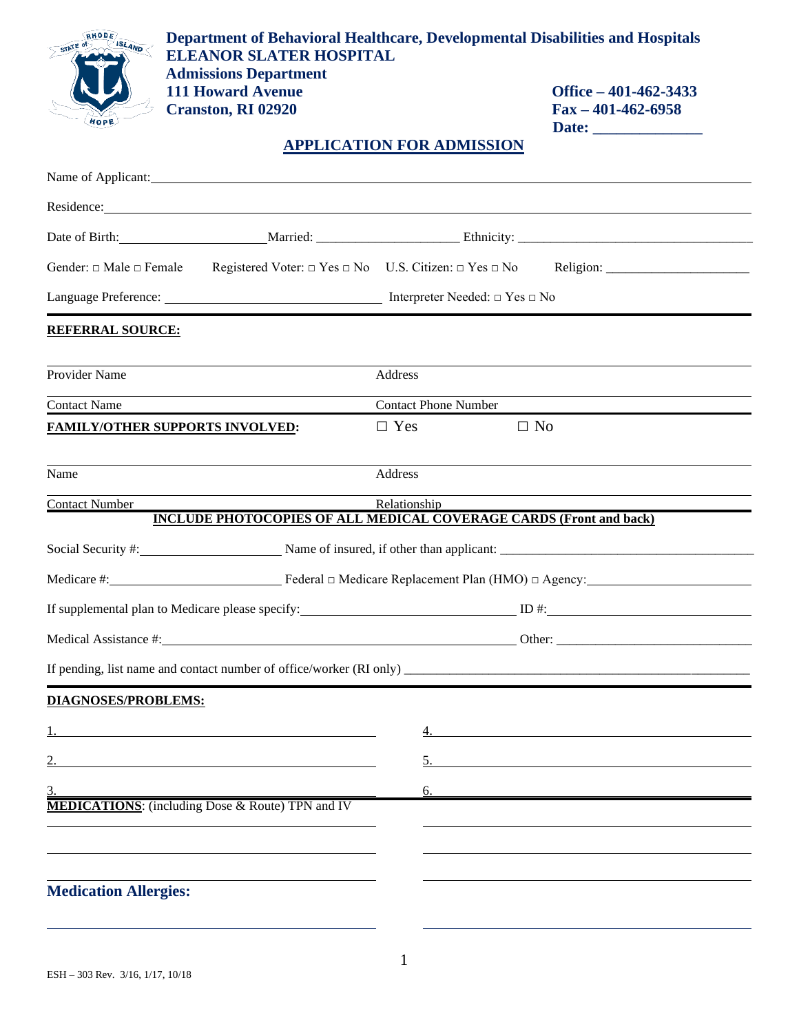**Department of Behavioral Healthcare, Developmental Disabilities and Hospitals**
**ELEANOR SLATER HOSPITAL**
**Admissions Department**
**111 Howard Avenue**
**Cranston, RI 02920**

**Office – 401-462-3433**
**Fax – 401-462-6958**
**Date: ______________**

# APPLICATION FOR ADMISSION

Name of Applicant: ______________________________

Residence: ______________________________

Date of Birth: ______________ Married: ______________ Ethnicity: ______________

Gender: □ Male □ Female Registered Voter: □ Yes □ No U.S. Citizen: □ Yes □ No Religion: ______________

Language Preference: ______________ Interpreter Needed: □ Yes □ No

## REFERRAL SOURCE:

Provider Name ______________ Address ______________

Contact Name ______________ Contact Phone Number ______________

## FAMILY/OTHER SUPPORTS INVOLVED: ☐ Yes ☐ No

Name ______________ Address ______________

Contact Number ______________ Relationship ______________

**INCLUDE PHOTOCOPIES OF ALL MEDICAL COVERAGE CARDS (Front and back)**

Social Security #: ______________ Name of insured, if other than applicant: ______________

Medicare #: ______________ Federal □ Medicare Replacement Plan (HMO) □ Agency: ______________

If supplemental plan to Medicare please specify: ______________ ID #: ______________

Medical Assistance #: ______________ Other: ______________

If pending, list name and contact number of office/worker (RI only) ______________

## DIAGNOSES/PROBLEMS:

1. ______________
2. ______________
3. ______________
4. ______________
5. ______________
6. ______________

**MEDICATIONS**: (including Dose & Route) TPN and IV

______________

**Medication Allergies:**

______________

ESH – 303 Rev. 3/16, 1/17, 10/18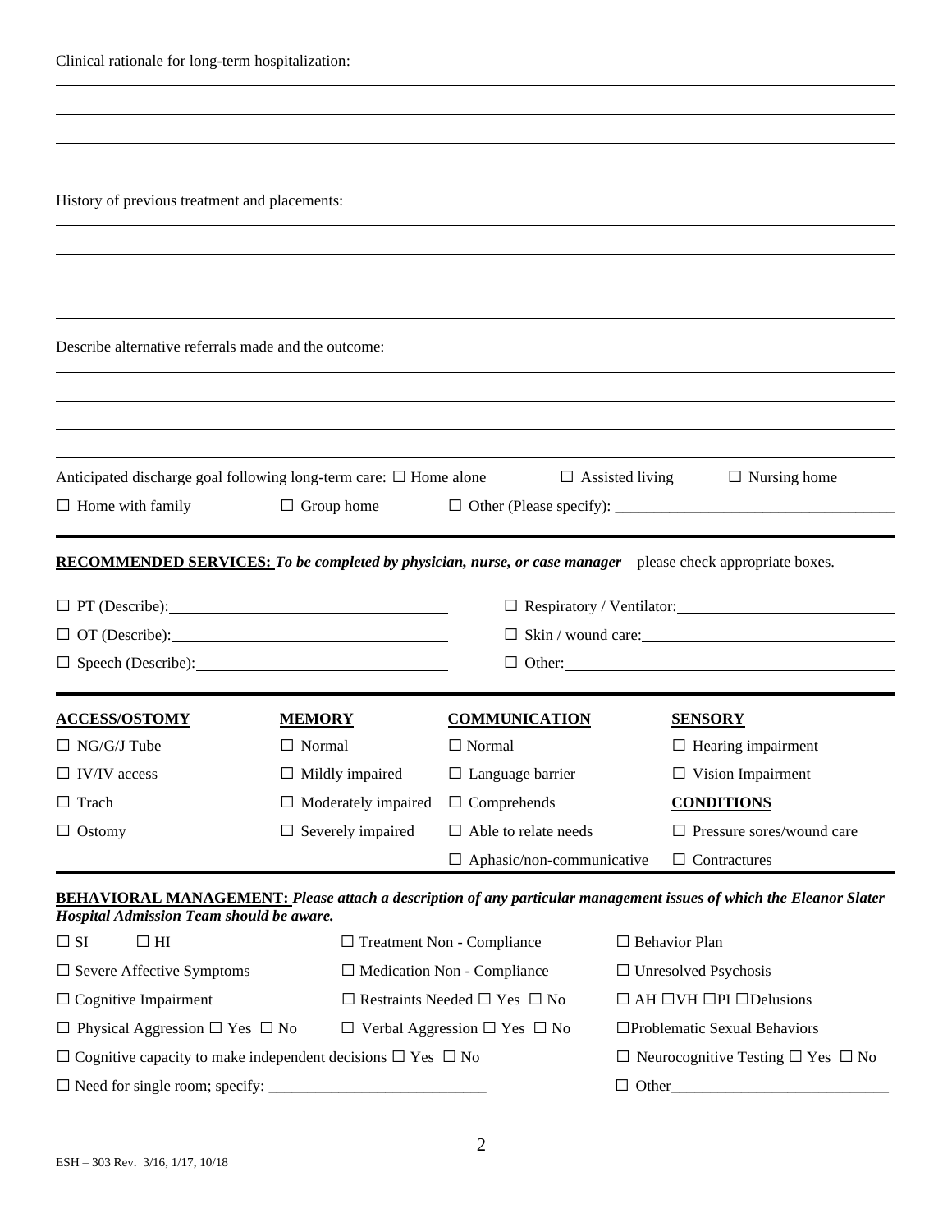Clinical rationale for long-term hospitalization:

_______________________________________________________________________________

_______________________________________________________________________________

_______________________________________________________________________________

_______________________________________________________________________________

History of previous treatment and placements:

_______________________________________________________________________________

_______________________________________________________________________________

_______________________________________________________________________________

_______________________________________________________________________________

Describe alternative referrals made and the outcome:

_______________________________________________________________________________

_______________________________________________________________________________

_______________________________________________________________________________

_______________________________________________________________________________

Anticipated discharge goal following long-term care: ☐ Home alone ☐ Assisted living ☐ Nursing home

☐ Home with family ☐ Group home ☐ Other (Please specify): ___________________________________

---

**RECOMMENDED SERVICES:** ***To be completed by physician, nurse, or case manager*** – please check appropriate boxes.

☐ PT (Describe): ___________________________ ☐ Respiratory / Ventilator: ___________________________

☐ OT (Describe): ___________________________ ☐ Skin / wound care: ___________________________

☐ Speech (Describe): ___________________________ ☐ Other: ___________________________

---

| **ACCESS/OSTOMY** | **MEMORY** | **COMMUNICATION** | **SENSORY** |
|---|---|---|---|
| ☐ NG/G/J Tube | ☐ Normal | ☐ Normal | ☐ Hearing impairment |
| ☐ IV/IV access | ☐ Mildly impaired | ☐ Language barrier | ☐ Vision Impairment |
| ☐ Trach | ☐ Moderately impaired | ☐ Comprehends | **CONDITIONS** |
| ☐ Ostomy | ☐ Severely impaired | ☐ Able to relate needs | ☐ Pressure sores/wound care |
| | | ☐ Aphasic/non-communicative | ☐ Contractures |

---

**BEHAVIORAL MANAGEMENT:** ***Please attach a description of any particular management issues of which the Eleanor Slater Hospital Admission Team should be aware.***

| | | |
|---|---|---|
| ☐ SI ☐ HI | ☐ Treatment Non - Compliance | ☐ Behavior Plan |
| ☐ Severe Affective Symptoms | ☐ Medication Non - Compliance | ☐ Unresolved Psychosis |
| ☐ Cognitive Impairment | ☐ Restraints Needed ☐ Yes ☐ No | ☐ AH ☐VH ☐PI ☐Delusions |
| ☐ Physical Aggression ☐ Yes ☐ No | ☐ Verbal Aggression ☐ Yes ☐ No | ☐Problematic Sexual Behaviors |

☐ Cognitive capacity to make independent decisions ☐ Yes ☐ No ☐ Neurocognitive Testing ☐ Yes ☐ No

☐ Need for single room; specify: ___________________________ ☐ Other___________________________

ESH – 303 Rev. 3/16, 1/17, 10/18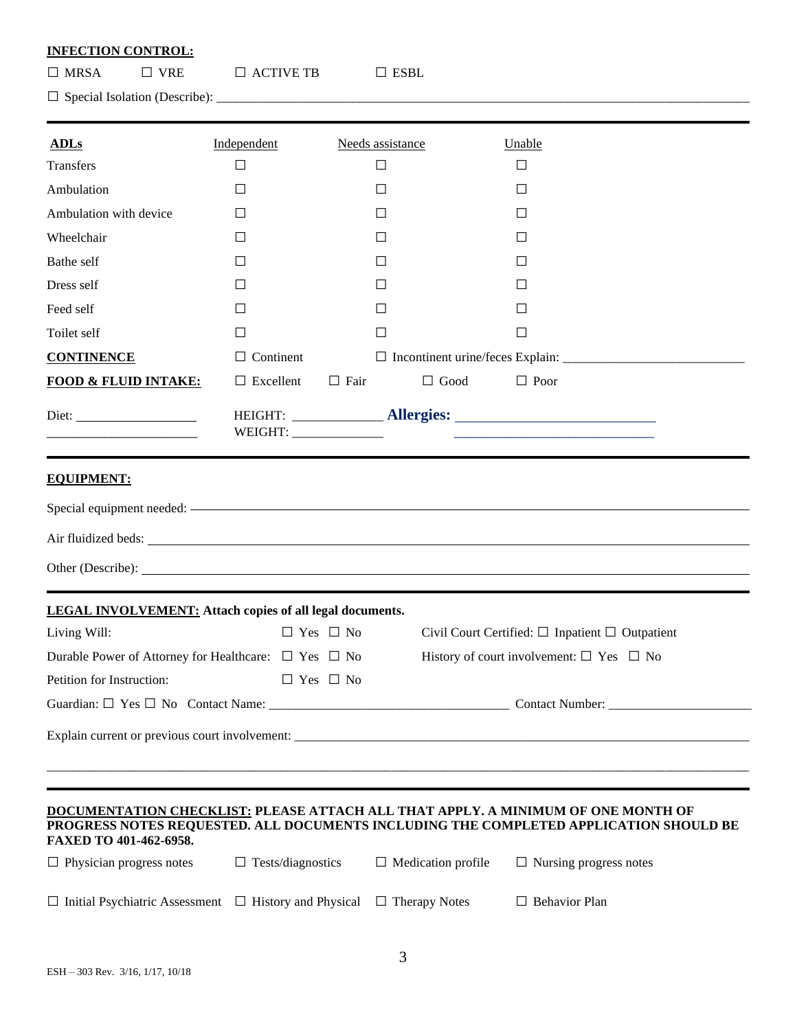**INFECTION CONTROL:**

☐ MRSA ☐ VRE ☐ ACTIVE TB ☐ ESBL

☐ Special Isolation (Describe): ___________________________________________

---

| **ADLs** | Independent | Needs assistance | Unable |
|---|---|---|---|
| Transfers | ☐ | ☐ | ☐ |
| Ambulation | ☐ | ☐ | ☐ |
| Ambulation with device | ☐ | ☐ | ☐ |
| Wheelchair | ☐ | ☐ | ☐ |
| Bathe self | ☐ | ☐ | ☐ |
| Dress self | ☐ | ☐ | ☐ |
| Feed self | ☐ | ☐ | ☐ |
| Toilet self | ☐ | ☐ | ☐ |

**CONTINENCE** ☐ Continent ☐ Incontinent urine/feces Explain: ___________________________

**FOOD & FLUID INTAKE:** ☐ Excellent ☐ Fair ☐ Good ☐ Poor

Diet: __________________ HEIGHT: _____________ **Allergies:** ___________________________

______________________ WEIGHT: _____________ ___________________________

---

**EQUIPMENT:**

Special equipment needed: ___________________________________________

Air fluidized beds: ___________________________________________

Other (Describe): ___________________________________________

---

**LEGAL INVOLVEMENT: Attach copies of all legal documents.**

Living Will: ☐ Yes ☐ No Civil Court Certified: ☐ Inpatient ☐ Outpatient

Durable Power of Attorney for Healthcare: ☐ Yes ☐ No History of court involvement: ☐ Yes ☐ No

Petition for Instruction: ☐ Yes ☐ No

Guardian: ☐ Yes ☐ No Contact Name: ___________________________________ Contact Number: _____________________

Explain current or previous court involvement: ___________________________________________

___________________________________________________________________________

---

**DOCUMENTATION CHECKLIST: PLEASE ATTACH ALL THAT APPLY. A MINIMUM OF ONE MONTH OF PROGRESS NOTES REQUESTED. ALL DOCUMENTS INCLUDING THE COMPLETED APPLICATION SHOULD BE FAXED TO 401-462-6958.**

☐ Physician progress notes ☐ Tests/diagnostics ☐ Medication profile ☐ Nursing progress notes

☐ Initial Psychiatric Assessment ☐ History and Physical ☐ Therapy Notes ☐ Behavior Plan

ESH – 303 Rev. 3/16, 1/17, 10/18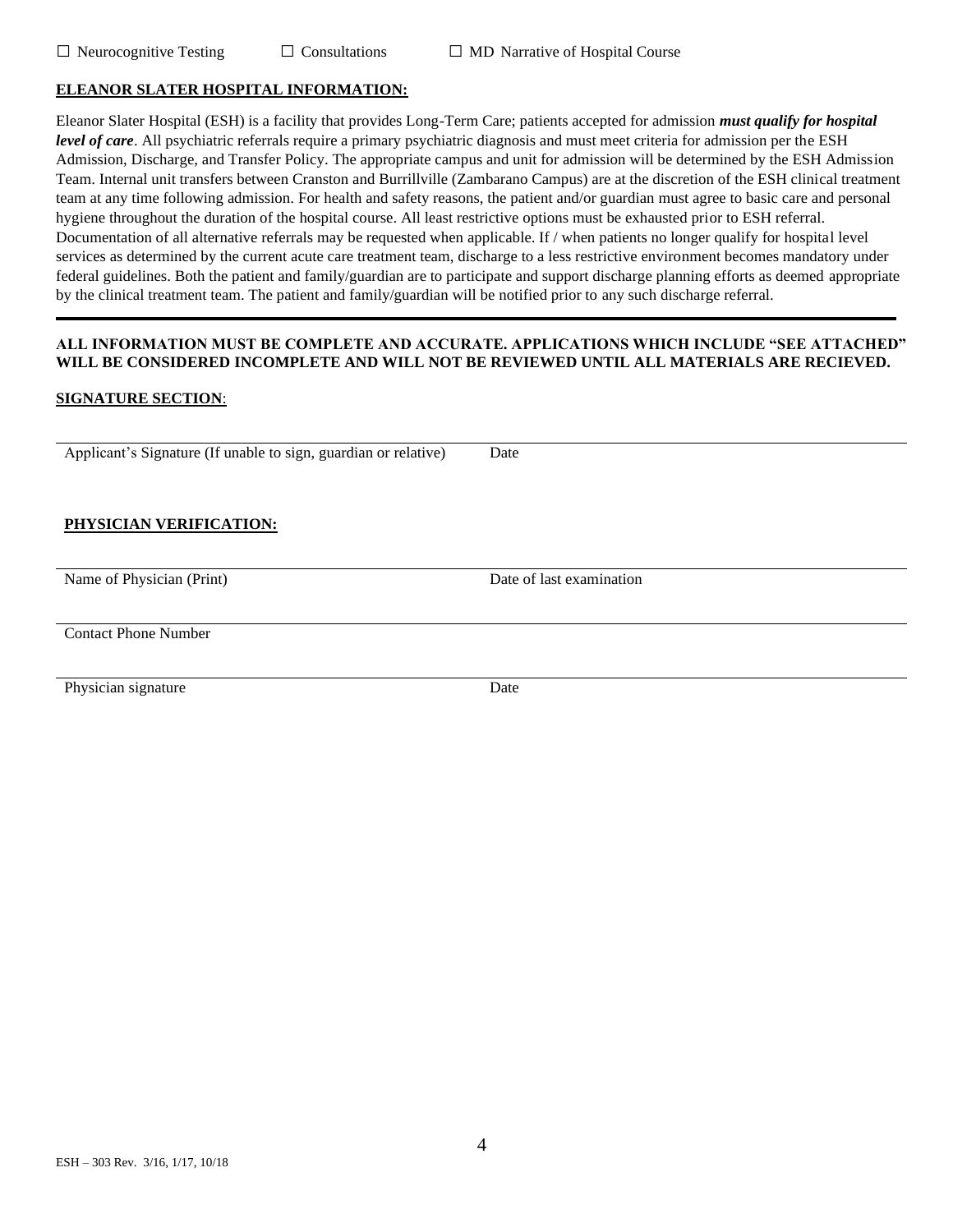☐ Neurocognitive Testing ☐ Consultations ☐ MD Narrative of Hospital Course

**ELEANOR SLATER HOSPITAL INFORMATION:**

Eleanor Slater Hospital (ESH) is a facility that provides Long-Term Care; patients accepted for admission ***must qualify for hospital level of care***. All psychiatric referrals require a primary psychiatric diagnosis and must meet criteria for admission per the ESH Admission, Discharge, and Transfer Policy. The appropriate campus and unit for admission will be determined by the ESH Admission Team. Internal unit transfers between Cranston and Burrillville (Zambarano Campus) are at the discretion of the ESH clinical treatment team at any time following admission. For health and safety reasons, the patient and/or guardian must agree to basic care and personal hygiene throughout the duration of the hospital course. All least restrictive options must be exhausted prior to ESH referral. Documentation of all alternative referrals may be requested when applicable. If / when patients no longer qualify for hospital level services as determined by the current acute care treatment team, discharge to a less restrictive environment becomes mandatory under federal guidelines. Both the patient and family/guardian are to participate and support discharge planning efforts as deemed appropriate by the clinical treatment team. The patient and family/guardian will be notified prior to any such discharge referral.

---

**ALL INFORMATION MUST BE COMPLETE AND ACCURATE. APPLICATIONS WHICH INCLUDE "SEE ATTACHED" WILL BE CONSIDERED INCOMPLETE AND WILL NOT BE REVIEWED UNTIL ALL MATERIALS ARE RECIEVED.**

**SIGNATURE SECTION**:

Applicant's Signature (If unable to sign, guardian or relative) Date

**PHYSICIAN VERIFICATION:**

Name of Physician (Print) Date of last examination

Contact Phone Number

Physician signature Date

ESH – 303 Rev. 3/16, 1/17, 10/18